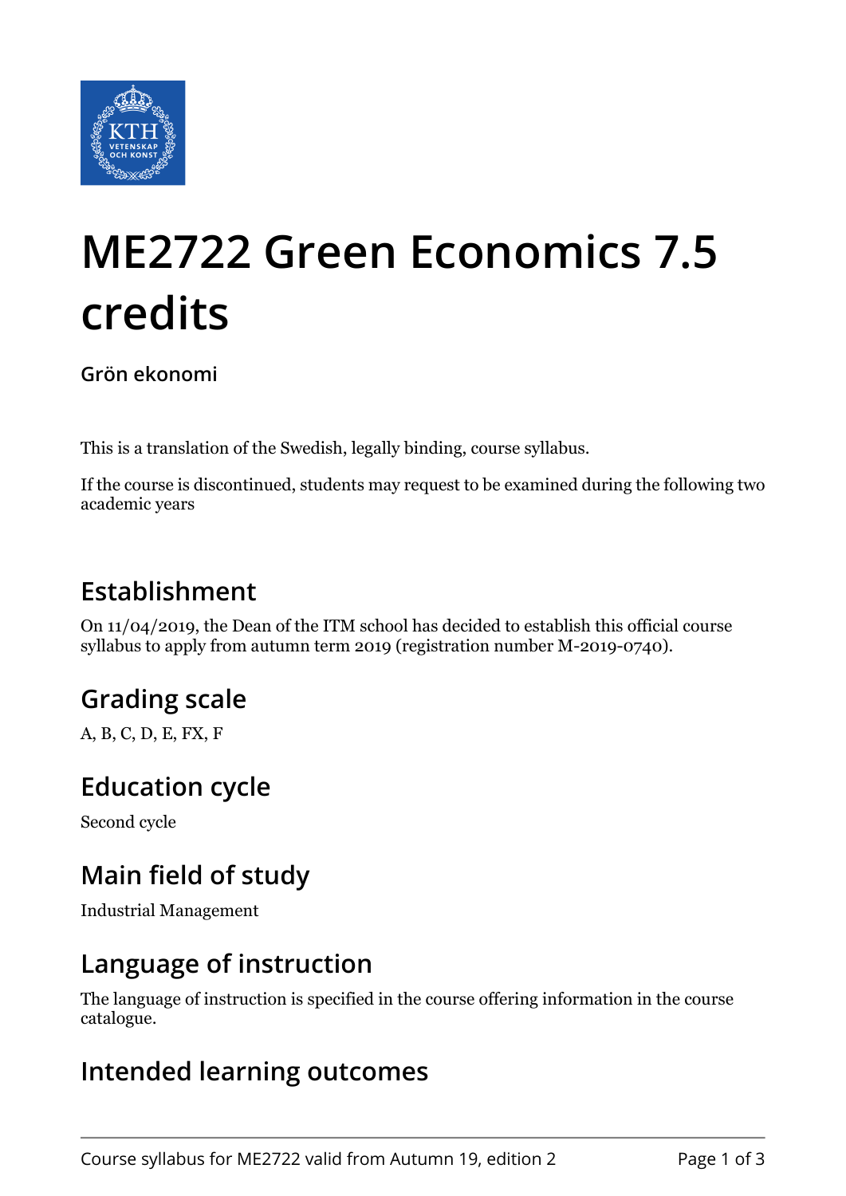# ME2722 Green Economics 7.5 credits

**Grön ekonomi**

This is a translation of the Swedish, legally binding, course syllabus.

If the course is discontinued, students may request to be examined during the following two academic years

## Establishment

On 11/04/2019, the Dean of the ITM school has decided to establish this official course syllabus to apply from autumn term 2019 (registration number M-2019-0740).

## Grading scale

A, B, C, D, E, FX, F

## Education cycle

Second cycle

## Main field of study

Industrial Management

## Language of instruction

The language of instruction is specified in the course offering information in the course catalogue.

## Intended learning outcomes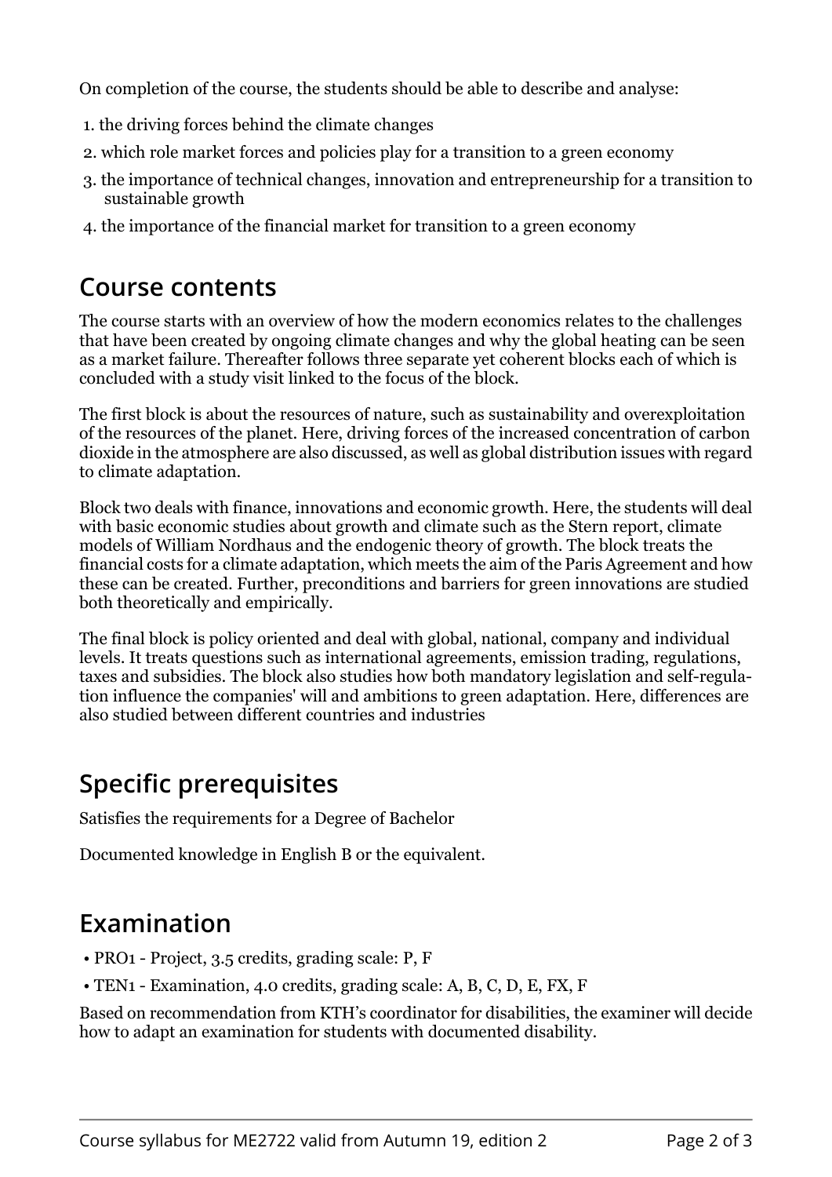On completion of the course, the students should be able to describe and analyse:

1. the driving forces behind the climate changes
2. which role market forces and policies play for a transition to a green economy
3. the importance of technical changes, innovation and entrepreneurship for a transition to sustainable growth
4. the importance of the financial market for transition to a green economy

## Course contents

The course starts with an overview of how the modern economics relates to the challenges that have been created by ongoing climate changes and why the global heating can be seen as a market failure. Thereafter follows three separate yet coherent blocks each of which is concluded with a study visit linked to the focus of the block.

The first block is about the resources of nature, such as sustainability and overexploitation of the resources of the planet. Here, driving forces of the increased concentration of carbon dioxide in the atmosphere are also discussed, as well as global distribution issues with regard to climate adaptation.

Block two deals with finance, innovations and economic growth. Here, the students will deal with basic economic studies about growth and climate such as the Stern report, climate models of William Nordhaus and the endogenic theory of growth. The block treats the financial costs for a climate adaptation, which meets the aim of the Paris Agreement and how these can be created. Further, preconditions and barriers for green innovations are studied both theoretically and empirically.

The final block is policy oriented and deal with global, national, company and individual levels. It treats questions such as international agreements, emission trading, regulations, taxes and subsidies. The block also studies how both mandatory legislation and self-regulation influence the companies' will and ambitions to green adaptation. Here, differences are also studied between different countries and industries

## Specific prerequisites

Satisfies the requirements for a Degree of Bachelor

Documented knowledge in English B or the equivalent.

## Examination

- PRO1 - Project, 3.5 credits, grading scale: P, F
- TEN1 - Examination, 4.0 credits, grading scale: A, B, C, D, E, FX, F

Based on recommendation from KTH's coordinator for disabilities, the examiner will decide how to adapt an examination for students with documented disability.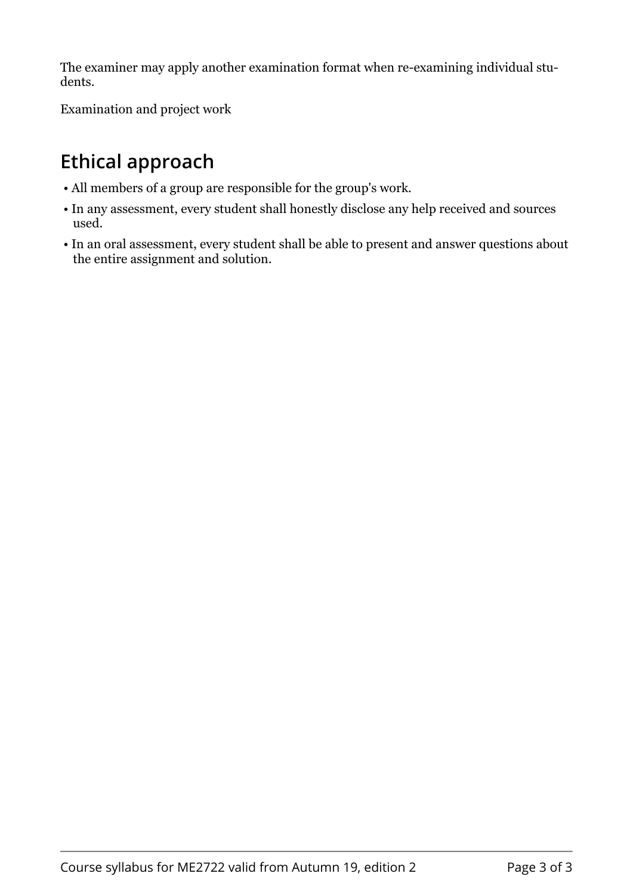The examiner may apply another examination format when re-examining individual students.

Examination and project work

## Ethical approach

- All members of a group are responsible for the group's work.
- In any assessment, every student shall honestly disclose any help received and sources used.
- In an oral assessment, every student shall be able to present and answer questions about the entire assignment and solution.